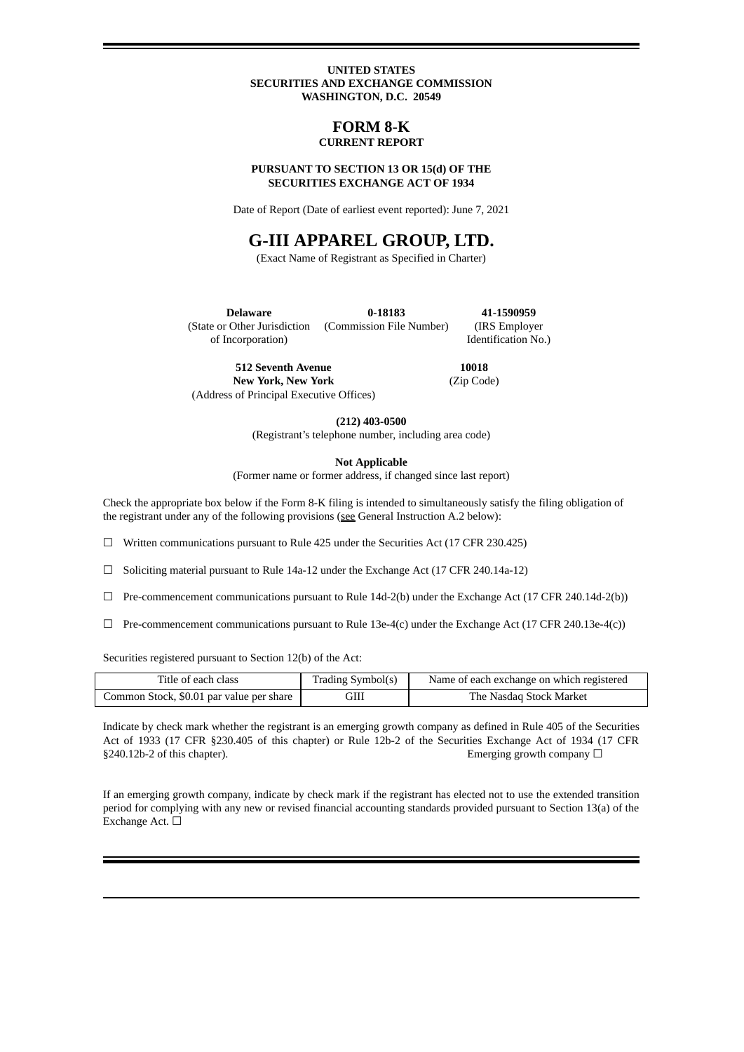**UNITED STATES**
**SECURITIES AND EXCHANGE COMMISSION**
**WASHINGTON, D.C. 20549**

# FORM 8-K

**CURRENT REPORT**

**PURSUANT TO SECTION 13 OR 15(d) OF THE SECURITIES EXCHANGE ACT OF 1934**

Date of Report (Date of earliest event reported): June 7, 2021

# G-III APPAREL GROUP, LTD.

(Exact Name of Registrant as Specified in Charter)

| **Delaware** | **0-18183** | **41-1590959** |
|---|---|---|
| (State or Other Jurisdiction of Incorporation) | (Commission File Number) | (IRS Employer Identification No.) |

| **512 Seventh Avenue New York, New York** | **10018** |
|---|---|
| (Address of Principal Executive Offices) | (Zip Code) |

**(212) 403-0500**
(Registrant's telephone number, including area code)

**Not Applicable**
(Former name or former address, if changed since last report)

Check the appropriate box below if the Form 8-K filing is intended to simultaneously satisfy the filing obligation of the registrant under any of the following provisions (see General Instruction A.2 below):

☐ Written communications pursuant to Rule 425 under the Securities Act (17 CFR 230.425)

☐ Soliciting material pursuant to Rule 14a-12 under the Exchange Act (17 CFR 240.14a-12)

☐ Pre-commencement communications pursuant to Rule 14d-2(b) under the Exchange Act (17 CFR 240.14d-2(b))

☐ Pre-commencement communications pursuant to Rule 13e-4(c) under the Exchange Act (17 CFR 240.13e-4(c))

Securities registered pursuant to Section 12(b) of the Act:

| Title of each class | Trading Symbol(s) | Name of each exchange on which registered |
|---|---|---|
| Common Stock, $0.01 par value per share | GIII | The Nasdaq Stock Market |

Indicate by check mark whether the registrant is an emerging growth company as defined in Rule 405 of the Securities Act of 1933 (17 CFR §230.405 of this chapter) or Rule 12b-2 of the Securities Exchange Act of 1934 (17 CFR §240.12b-2 of this chapter). Emerging growth company ☐

If an emerging growth company, indicate by check mark if the registrant has elected not to use the extended transition period for complying with any new or revised financial accounting standards provided pursuant to Section 13(a) of the Exchange Act. ☐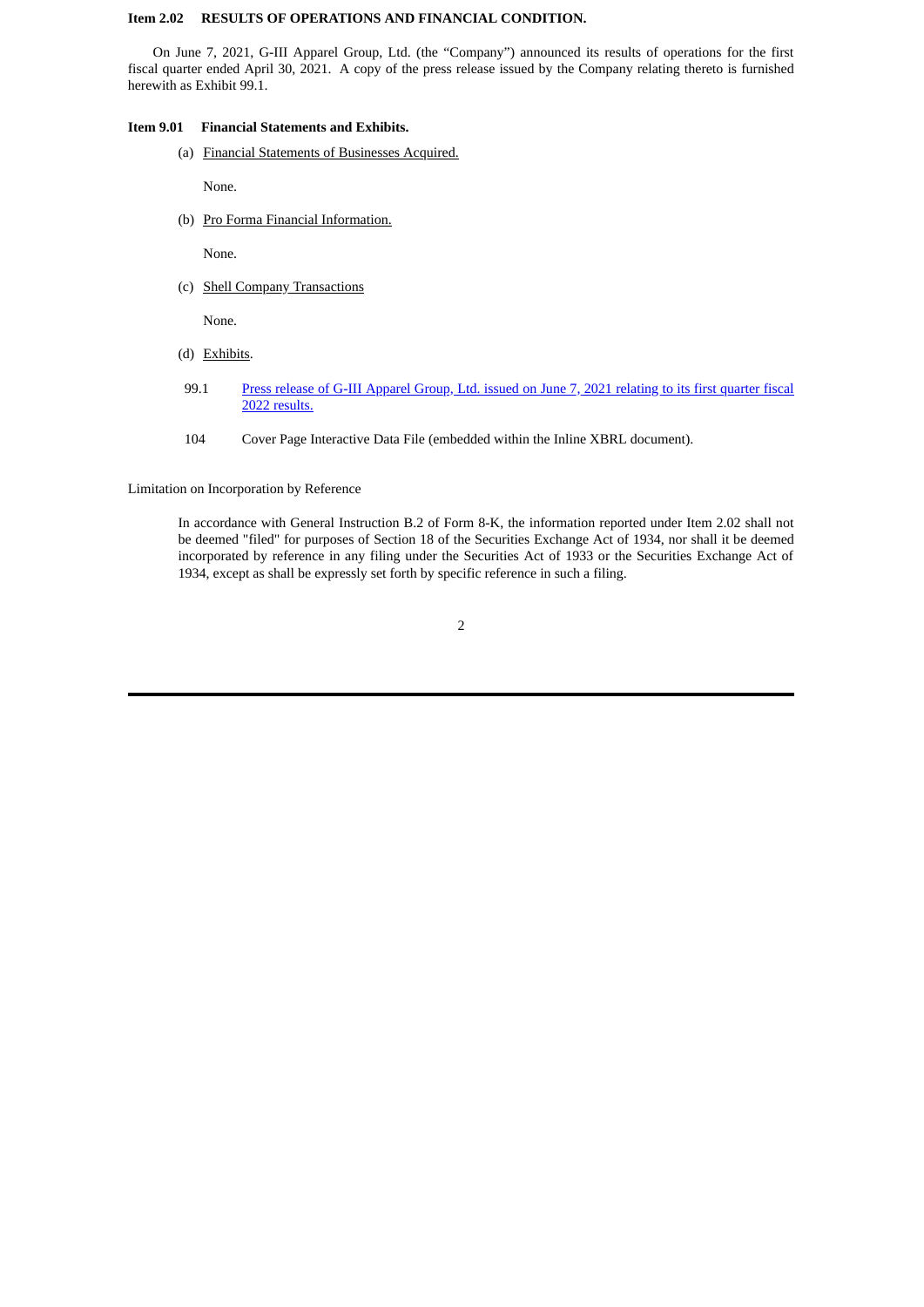**Item 2.02 RESULTS OF OPERATIONS AND FINANCIAL CONDITION.**

On June 7, 2021, G-III Apparel Group, Ltd. (the "Company") announced its results of operations for the first fiscal quarter ended April 30, 2021. A copy of the press release issued by the Company relating thereto is furnished herewith as Exhibit 99.1.

**Item 9.01 Financial Statements and Exhibits.**

(a) Financial Statements of Businesses Acquired.

None.

(b) Pro Forma Financial Information.

None.

(c) Shell Company Transactions

None.

(d) Exhibits.

| | |
|---|---|
| 99.1 | Press release of G-III Apparel Group, Ltd. issued on June 7, 2021 relating to its first quarter fiscal 2022 results. |
| 104 | Cover Page Interactive Data File (embedded within the Inline XBRL document). |

Limitation on Incorporation by Reference

In accordance with General Instruction B.2 of Form 8-K, the information reported under Item 2.02 shall not be deemed "filed" for purposes of Section 18 of the Securities Exchange Act of 1934, nor shall it be deemed incorporated by reference in any filing under the Securities Act of 1933 or the Securities Exchange Act of 1934, except as shall be expressly set forth by specific reference in such a filing.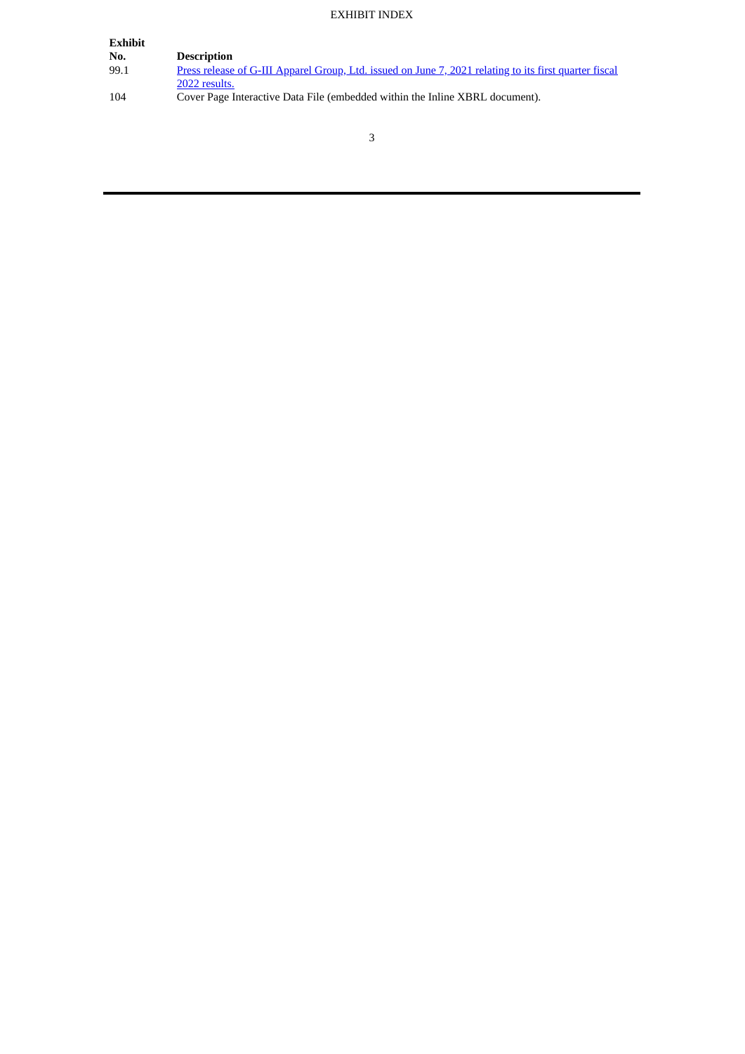EXHIBIT INDEX

| Exhibit No. | Description |
| --- | --- |
| 99.1 | Press release of G-III Apparel Group, Ltd. issued on June 7, 2021 relating to its first quarter fiscal 2022 results. |
| 104 | Cover Page Interactive Data File (embedded within the Inline XBRL document). |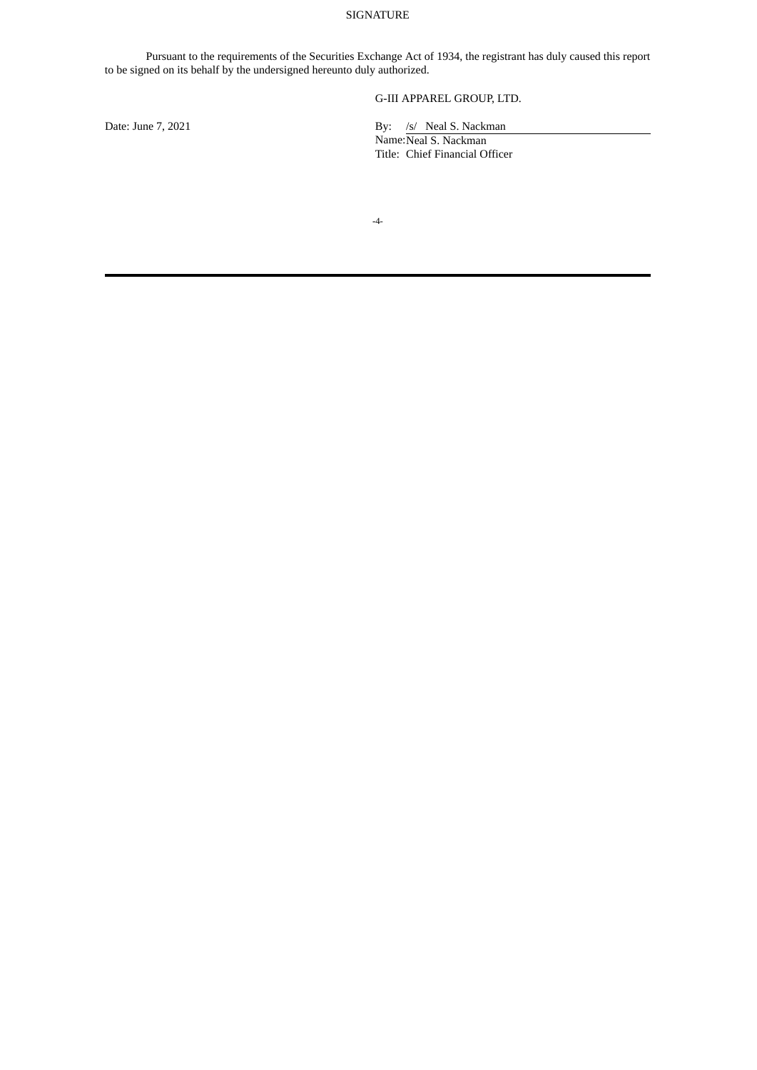# SIGNATURE

Pursuant to the requirements of the Securities Exchange Act of 1934, the registrant has duly caused this report to be signed on its behalf by the undersigned hereunto duly authorized.

G-III APPAREL GROUP, LTD.

Date: June 7, 2021

By: /s/ Neal S. Nackman
Name: Neal S. Nackman
Title: Chief Financial Officer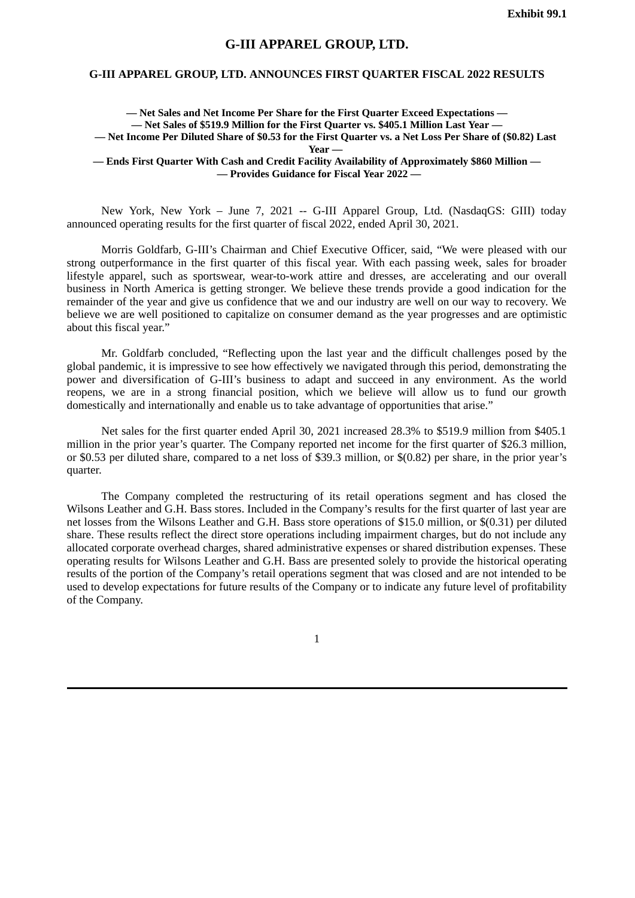**Exhibit 99.1**

# G-III APPAREL GROUP, LTD.

## G-III APPAREL GROUP, LTD. ANNOUNCES FIRST QUARTER FISCAL 2022 RESULTS

**— Net Sales and Net Income Per Share for the First Quarter Exceed Expectations —**
**— Net Sales of $519.9 Million for the First Quarter vs. $405.1 Million Last Year —**
**— Net Income Per Diluted Share of $0.53 for the First Quarter vs. a Net Loss Per Share of ($0.82) Last Year —**
**— Ends First Quarter With Cash and Credit Facility Availability of Approximately $860 Million —**
**— Provides Guidance for Fiscal Year 2022 —**

New York, New York – June 7, 2021 -- G-III Apparel Group, Ltd. (NasdaqGS: GIII) today announced operating results for the first quarter of fiscal 2022, ended April 30, 2021.

Morris Goldfarb, G-III's Chairman and Chief Executive Officer, said, "We were pleased with our strong outperformance in the first quarter of this fiscal year. With each passing week, sales for broader lifestyle apparel, such as sportswear, wear-to-work attire and dresses, are accelerating and our overall business in North America is getting stronger. We believe these trends provide a good indication for the remainder of the year and give us confidence that we and our industry are well on our way to recovery. We believe we are well positioned to capitalize on consumer demand as the year progresses and are optimistic about this fiscal year."

Mr. Goldfarb concluded, "Reflecting upon the last year and the difficult challenges posed by the global pandemic, it is impressive to see how effectively we navigated through this period, demonstrating the power and diversification of G-III's business to adapt and succeed in any environment. As the world reopens, we are in a strong financial position, which we believe will allow us to fund our growth domestically and internationally and enable us to take advantage of opportunities that arise."

Net sales for the first quarter ended April 30, 2021 increased 28.3% to $519.9 million from $405.1 million in the prior year's quarter. The Company reported net income for the first quarter of $26.3 million, or $0.53 per diluted share, compared to a net loss of $39.3 million, or $(0.82) per share, in the prior year's quarter.

The Company completed the restructuring of its retail operations segment and has closed the Wilsons Leather and G.H. Bass stores. Included in the Company's results for the first quarter of last year are net losses from the Wilsons Leather and G.H. Bass store operations of $15.0 million, or $(0.31) per diluted share. These results reflect the direct store operations including impairment charges, but do not include any allocated corporate overhead charges, shared administrative expenses or shared distribution expenses. These operating results for Wilsons Leather and G.H. Bass are presented solely to provide the historical operating results of the portion of the Company's retail operations segment that was closed and are not intended to be used to develop expectations for future results of the Company or to indicate any future level of profitability of the Company.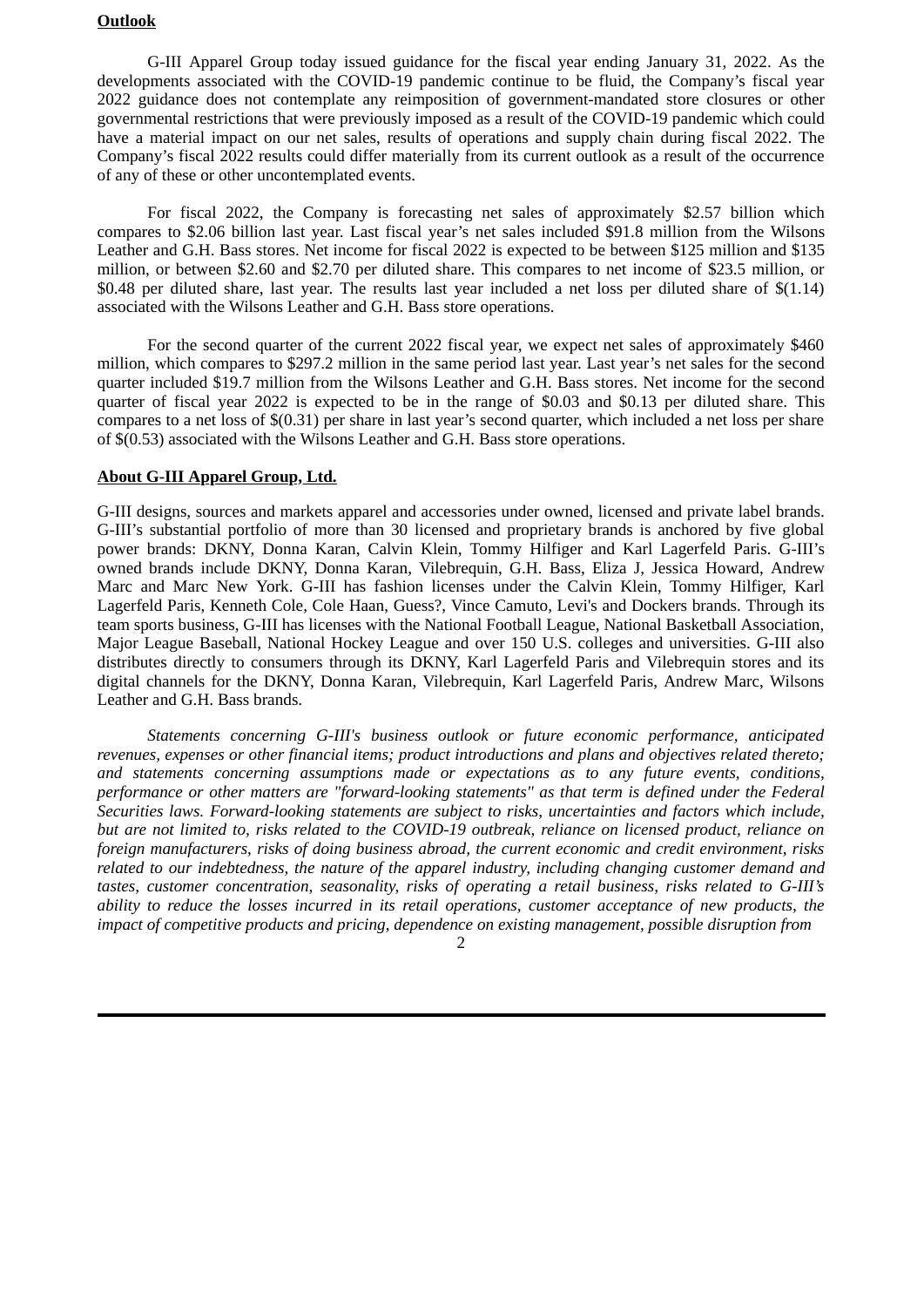**Outlook**

G-III Apparel Group today issued guidance for the fiscal year ending January 31, 2022. As the developments associated with the COVID-19 pandemic continue to be fluid, the Company's fiscal year 2022 guidance does not contemplate any reimposition of government-mandated store closures or other governmental restrictions that were previously imposed as a result of the COVID-19 pandemic which could have a material impact on our net sales, results of operations and supply chain during fiscal 2022. The Company's fiscal 2022 results could differ materially from its current outlook as a result of the occurrence of any of these or other uncontemplated events.

For fiscal 2022, the Company is forecasting net sales of approximately $2.57 billion which compares to $2.06 billion last year. Last fiscal year's net sales included $91.8 million from the Wilsons Leather and G.H. Bass stores. Net income for fiscal 2022 is expected to be between $125 million and $135 million, or between $2.60 and $2.70 per diluted share. This compares to net income of $23.5 million, or $0.48 per diluted share, last year. The results last year included a net loss per diluted share of $(1.14) associated with the Wilsons Leather and G.H. Bass store operations.

For the second quarter of the current 2022 fiscal year, we expect net sales of approximately $460 million, which compares to $297.2 million in the same period last year. Last year's net sales for the second quarter included $19.7 million from the Wilsons Leather and G.H. Bass stores. Net income for the second quarter of fiscal year 2022 is expected to be in the range of $0.03 and $0.13 per diluted share. This compares to a net loss of $(0.31) per share in last year's second quarter, which included a net loss per share of $(0.53) associated with the Wilsons Leather and G.H. Bass store operations.

**About G-III Apparel Group, Ltd.**

G-III designs, sources and markets apparel and accessories under owned, licensed and private label brands. G-III's substantial portfolio of more than 30 licensed and proprietary brands is anchored by five global power brands: DKNY, Donna Karan, Calvin Klein, Tommy Hilfiger and Karl Lagerfeld Paris. G-III's owned brands include DKNY, Donna Karan, Vilebrequin, G.H. Bass, Eliza J, Jessica Howard, Andrew Marc and Marc New York. G-III has fashion licenses under the Calvin Klein, Tommy Hilfiger, Karl Lagerfeld Paris, Kenneth Cole, Cole Haan, Guess?, Vince Camuto, Levi's and Dockers brands. Through its team sports business, G-III has licenses with the National Football League, National Basketball Association, Major League Baseball, National Hockey League and over 150 U.S. colleges and universities. G-III also distributes directly to consumers through its DKNY, Karl Lagerfeld Paris and Vilebrequin stores and its digital channels for the DKNY, Donna Karan, Vilebrequin, Karl Lagerfeld Paris, Andrew Marc, Wilsons Leather and G.H. Bass brands.

*Statements concerning G-III's business outlook or future economic performance, anticipated revenues, expenses or other financial items; product introductions and plans and objectives related thereto; and statements concerning assumptions made or expectations as to any future events, conditions, performance or other matters are "forward-looking statements" as that term is defined under the Federal Securities laws. Forward-looking statements are subject to risks, uncertainties and factors which include, but are not limited to, risks related to the COVID-19 outbreak, reliance on licensed product, reliance on foreign manufacturers, risks of doing business abroad, the current economic and credit environment, risks related to our indebtedness, the nature of the apparel industry, including changing customer demand and tastes, customer concentration, seasonality, risks of operating a retail business, risks related to G-III's ability to reduce the losses incurred in its retail operations, customer acceptance of new products, the impact of competitive products and pricing, dependence on existing management, possible disruption from*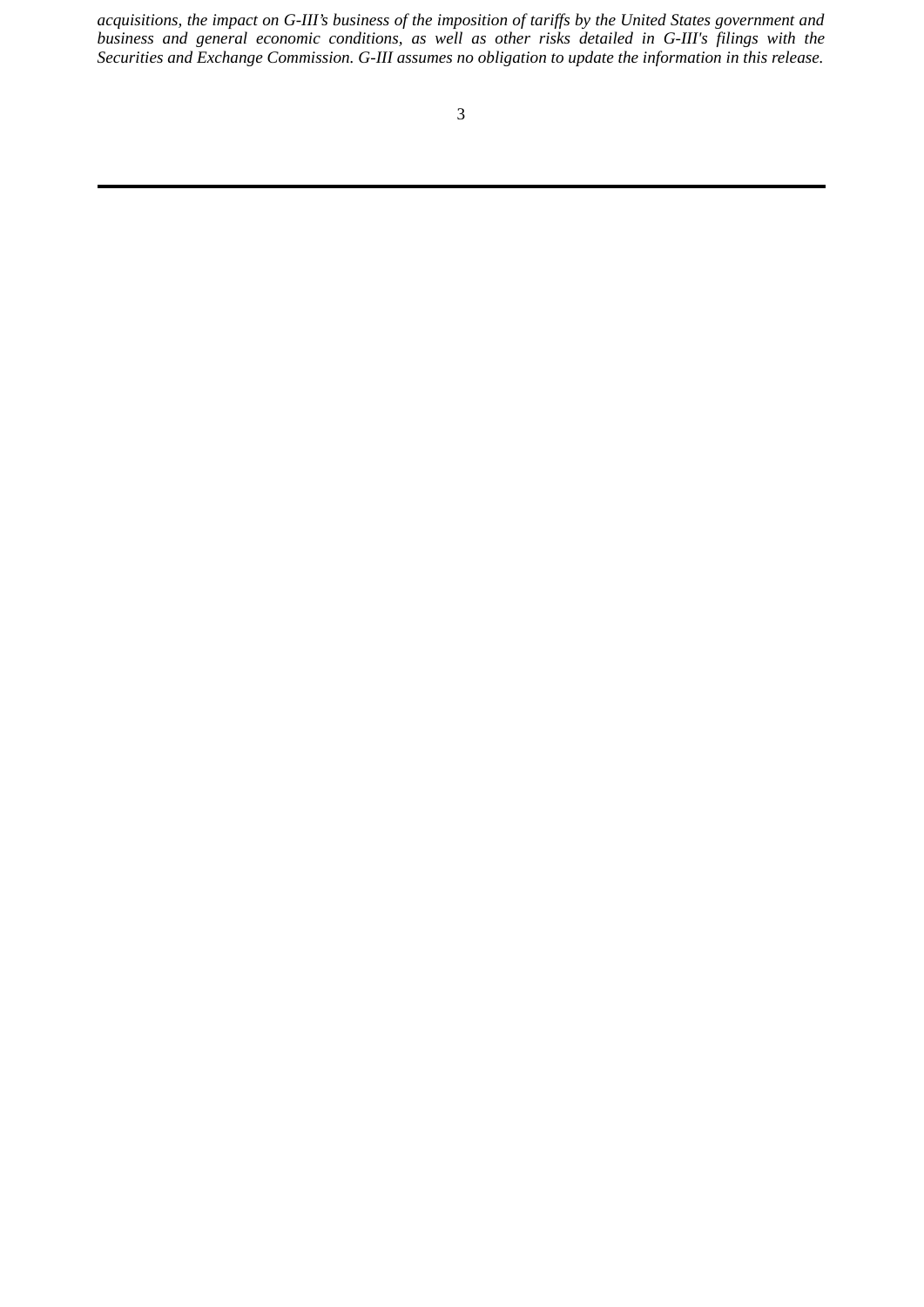*acquisitions, the impact on G-III's business of the imposition of tariffs by the United States government and business and general economic conditions, as well as other risks detailed in G-III's filings with the Securities and Exchange Commission. G-III assumes no obligation to update the information in this release.*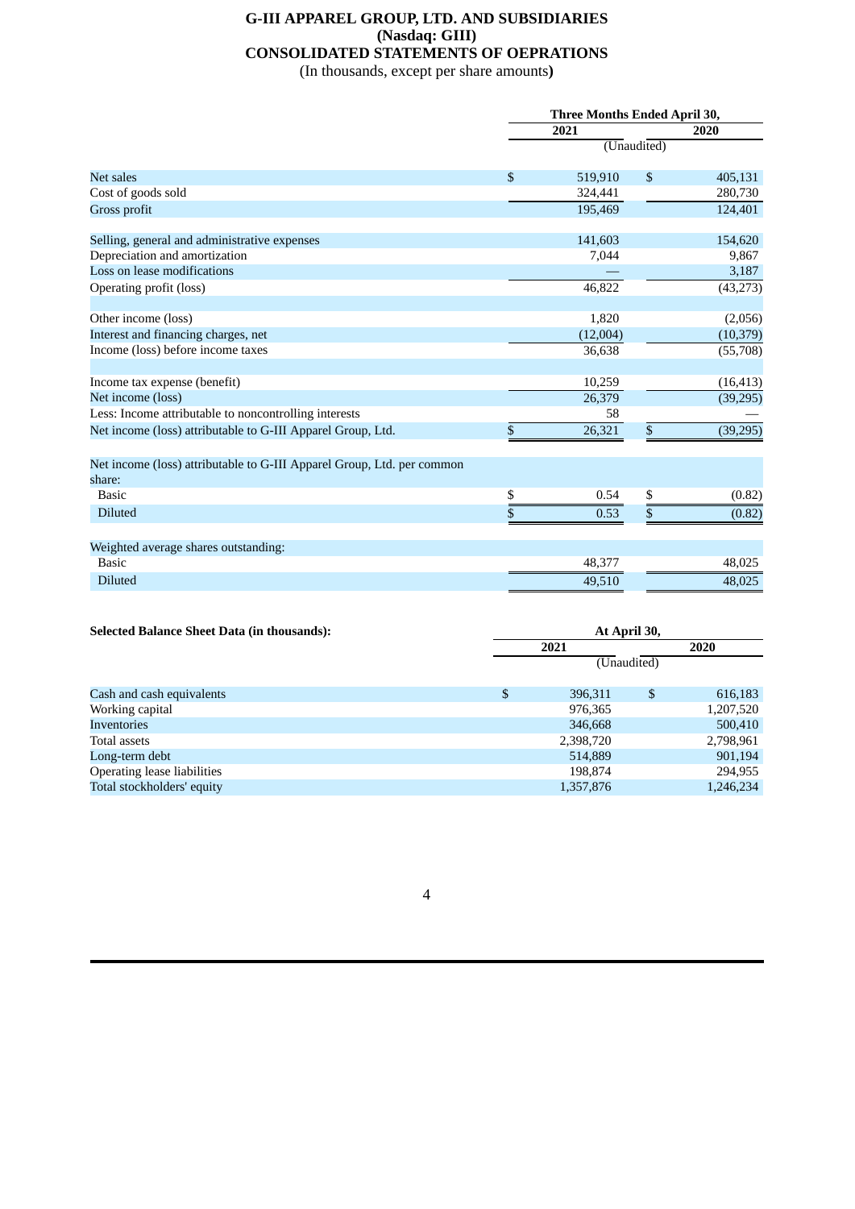# G-III APPAREL GROUP, LTD. AND SUBSIDIARIES
## (Nasdaq: GIII)
## CONSOLIDATED STATEMENTS OF OEPRATIONS
(In thousands, except per share amounts)

| | Three Months Ended April 30, | |
|---|---|---|
| | 2021 | 2020 |
| | (Unaudited) | |
| Net sales | $ 519,910 | $ 405,131 |
| Cost of goods sold | 324,441 | 280,730 |
| Gross profit | 195,469 | 124,401 |
| | | |
| Selling, general and administrative expenses | 141,603 | 154,620 |
| Depreciation and amortization | 7,044 | 9,867 |
| Loss on lease modifications | — | 3,187 |
| Operating profit (loss) | 46,822 | (43,273) |
| | | |
| Other income (loss) | 1,820 | (2,056) |
| Interest and financing charges, net | (12,004) | (10,379) |
| Income (loss) before income taxes | 36,638 | (55,708) |
| | | |
| Income tax expense (benefit) | 10,259 | (16,413) |
| Net income (loss) | 26,379 | (39,295) |
| Less: Income attributable to noncontrolling interests | 58 | — |
| Net income (loss) attributable to G-III Apparel Group, Ltd. | $ 26,321 | $ (39,295) |
| | | |
| Net income (loss) attributable to G-III Apparel Group, Ltd. per common share: | | |
| Basic | $ 0.54 | $ (0.82) |
| Diluted | $ 0.53 | $ (0.82) |
| | | |
| Weighted average shares outstanding: | | |
| Basic | 48,377 | 48,025 |
| Diluted | 49,510 | 48,025 |

| **Selected Balance Sheet Data (in thousands):** | At April 30, | |
|---|---|---|
| | 2021 | 2020 |
| | (Unaudited) | |
| Cash and cash equivalents | $ 396,311 | $ 616,183 |
| Working capital | 976,365 | 1,207,520 |
| Inventories | 346,668 | 500,410 |
| Total assets | 2,398,720 | 2,798,961 |
| Long-term debt | 514,889 | 901,194 |
| Operating lease liabilities | 198,874 | 294,955 |
| Total stockholders' equity | 1,357,876 | 1,246,234 |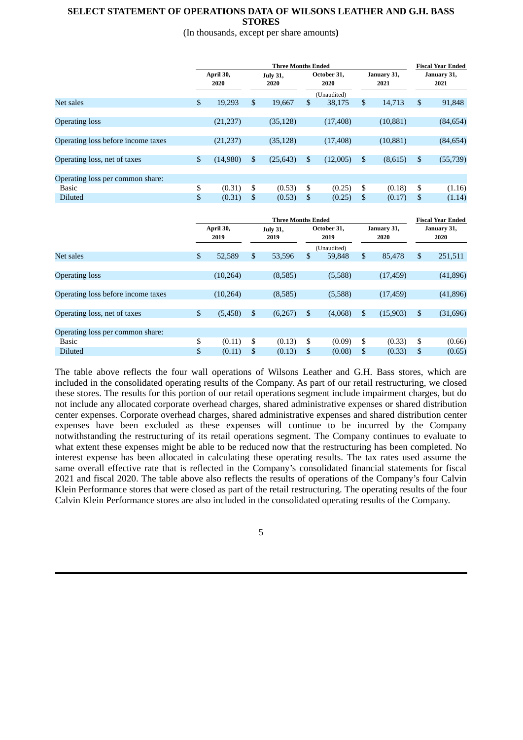# SELECT STATEMENT OF OPERATIONS DATA OF WILSONS LEATHER AND G.H. BASS STORES

(In thousands, except per share amounts)

| | Three Months Ended | | | | Fiscal Year Ended |
|---|---|---|---|---|---|
| | April 30, 2020 | July 31, 2020 | October 31, 2020 | January 31, 2021 | January 31, 2021 |
| | | | (Unaudited) | | |
| Net sales | $ 19,293 | $ 19,667 | $ 38,175 | $ 14,713 | $ 91,848 |
| Operating loss | (21,237) | (35,128) | (17,408) | (10,881) | (84,654) |
| Operating loss before income taxes | (21,237) | (35,128) | (17,408) | (10,881) | (84,654) |
| Operating loss, net of taxes | $ (14,980) | $ (25,643) | $ (12,005) | $ (8,615) | $ (55,739) |
| Operating loss per common share: | | | | | |
| Basic | $ (0.31) | $ (0.53) | $ (0.25) | $ (0.18) | $ (1.16) |
| Diluted | $ (0.31) | $ (0.53) | $ (0.25) | $ (0.17) | $ (1.14) |

| | Three Months Ended | | | | Fiscal Year Ended |
|---|---|---|---|---|---|
| | April 30, 2019 | July 31, 2019 | October 31, 2019 | January 31, 2020 | January 31, 2020 |
| | | | (Unaudited) | | |
| Net sales | $ 52,589 | $ 53,596 | $ 59,848 | $ 85,478 | $ 251,511 |
| Operating loss | (10,264) | (8,585) | (5,588) | (17,459) | (41,896) |
| Operating loss before income taxes | (10,264) | (8,585) | (5,588) | (17,459) | (41,896) |
| Operating loss, net of taxes | $ (5,458) | $ (6,267) | $ (4,068) | $ (15,903) | $ (31,696) |
| Operating loss per common share: | | | | | |
| Basic | $ (0.11) | $ (0.13) | $ (0.09) | $ (0.33) | $ (0.66) |
| Diluted | $ (0.11) | $ (0.13) | $ (0.08) | $ (0.33) | $ (0.65) |

The table above reflects the four wall operations of Wilsons Leather and G.H. Bass stores, which are included in the consolidated operating results of the Company. As part of our retail restructuring, we closed these stores. The results for this portion of our retail operations segment include impairment charges, but do not include any allocated corporate overhead charges, shared administrative expenses or shared distribution center expenses. Corporate overhead charges, shared administrative expenses and shared distribution center expenses have been excluded as these expenses will continue to be incurred by the Company notwithstanding the restructuring of its retail operations segment. The Company continues to evaluate to what extent these expenses might be able to be reduced now that the restructuring has been completed. No interest expense has been allocated in calculating these operating results. The tax rates used assume the same overall effective rate that is reflected in the Company's consolidated financial statements for fiscal 2021 and fiscal 2020. The table above also reflects the results of operations of the Company's four Calvin Klein Performance stores that were closed as part of the retail restructuring. The operating results of the four Calvin Klein Performance stores are also included in the consolidated operating results of the Company.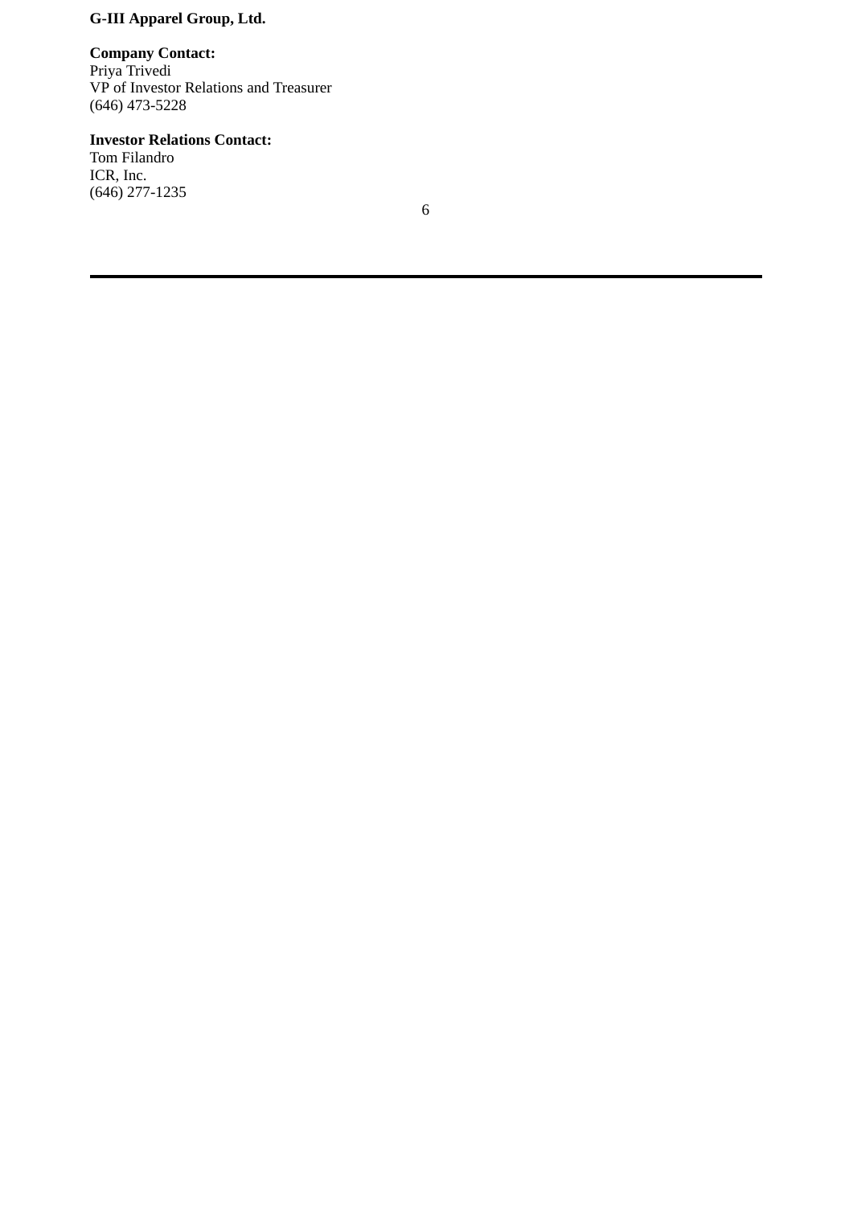**G-III Apparel Group, Ltd.**

**Company Contact:**
Priya Trivedi
VP of Investor Relations and Treasurer
(646) 473-5228

**Investor Relations Contact:**
Tom Filandro
ICR, Inc.
(646) 277-1235